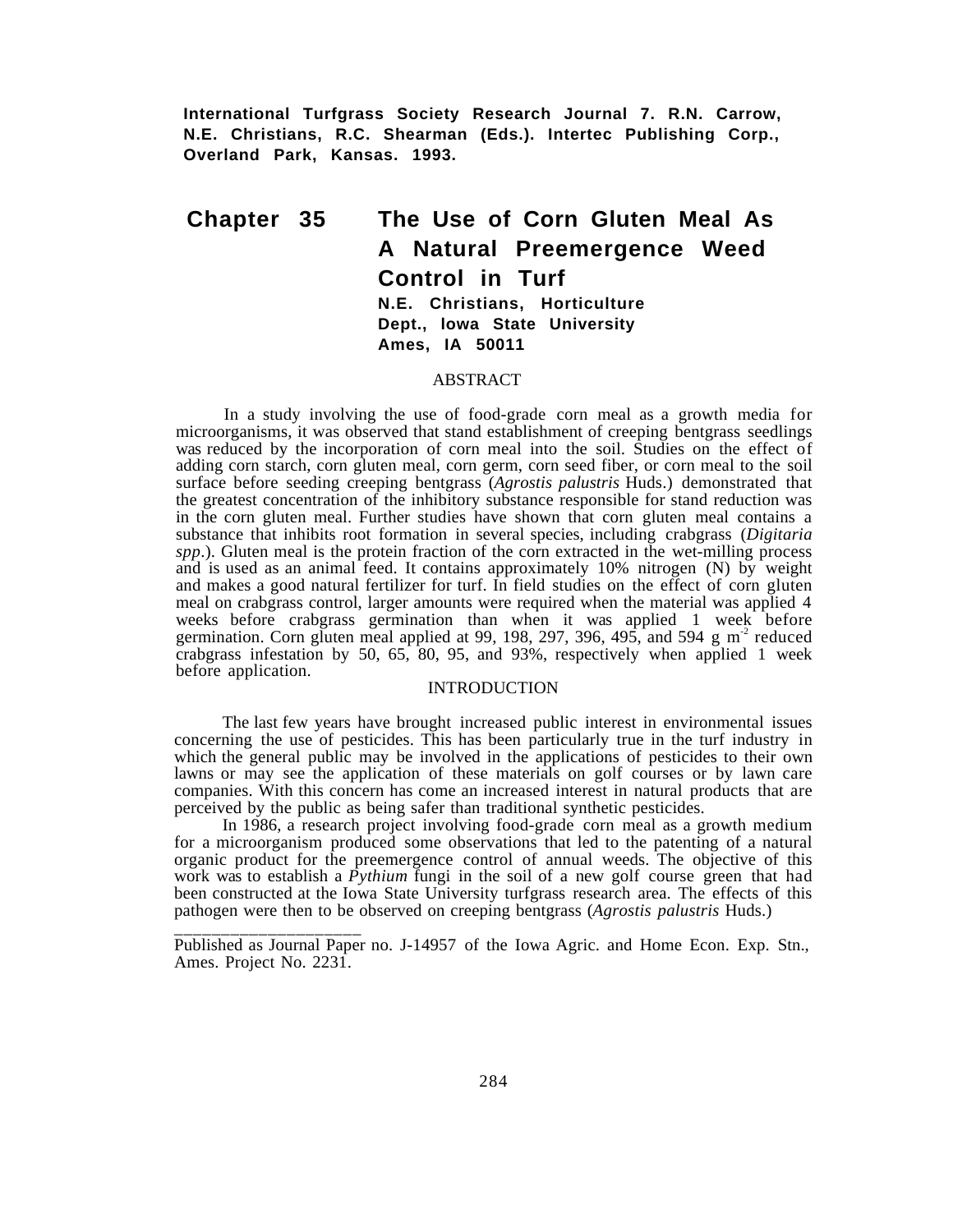**International Turfgrass Society Research Journal 7. R.N. Carrow, N.E. Christians, R.C. Shearman (Eds.). Intertec Publishing Corp., Overland Park, Kansas. 1993.**

# Chapter 35 The Use of Corn Gluten Meal As A Natural Preemergence Weed Control in Turf

**N.E. Christians, Horticulture Dept., Iowa State University Ames, IA 50011**

## ABSTRACT

In a study involving the use of food-grade corn meal as a growth media for microorganisms, it was observed that stand establishment of creeping bentgrass seedlings was reduced by the incorporation of corn meal into the soil. Studies on the effect of adding corn starch, corn gluten meal, corn germ, corn seed fiber, or corn meal to the soil surface before seeding creeping bentgrass (*Agrostis palustris* Huds.) demonstrated that the greatest concentration of the inhibitory substance responsible for stand reduction was in the corn gluten meal. Further studies have shown that corn gluten meal contains a substance that inhibits root formation in several species, including crabgrass (*Digitaria spp*.). Gluten meal is the protein fraction of the corn extracted in the wet-milling process and is used as an animal feed. It contains approximately 10% nitrogen (N) by weight and makes a good natural fertilizer for turf. In field studies on the effect of corn gluten meal on crabgrass control, larger amounts were required when the material was applied 4 weeks before crabgrass germination than when it was applied 1 week before germination. Corn gluten meal applied at 99, 198, 297, 396, 495, and 594 g $m^{-2}$ reduced crabgrass infestation by 50, 65, 80, 95, and 93%, respectively when applied 1 week before application.

## INTRODUCTION

The last few years have brought increased public interest in environmental issues concerning the use of pesticides. This has been particularly true in the turf industry in which the general public may be involved in the applications of pesticides to their own lawns or may see the application of these materials on golf courses or by lawn care companies. With this concern has come an increased interest in natural products that are perceived by the public as being safer than traditional synthetic pesticides.

In 1986, a research project involving food-grade corn meal as a growth medium for a microorganism produced some observations that led to the patenting of a natural organic product for the preemergence control of annual weeds. The objective of this work was to establish a *Pythium* fungi in the soil of a new golf course green that had been constructed at the Iowa State University turfgrass research area. The effects of this pathogen were then to be observed on creeping bentgrass (*Agrostis palustris* Huds.)

---

Published as Journal Paper no. J-14957 of the Iowa Agric. and Home Econ. Exp. Stn., Ames. Project No. 2231.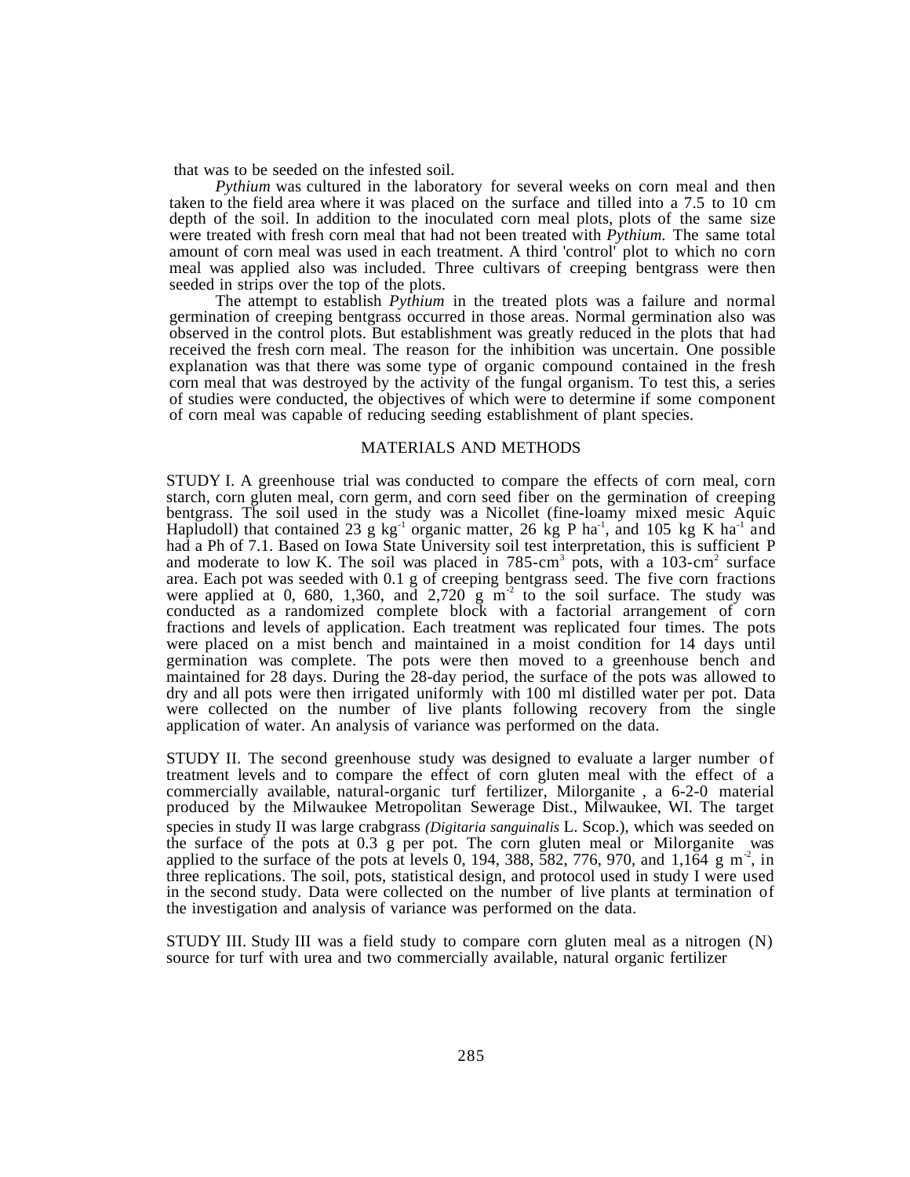that was to be seeded on the infested soil.

*Pythium* was cultured in the laboratory for several weeks on corn meal and then taken to the field area where it was placed on the surface and tilled into a 7.5 to 10 cm depth of the soil. In addition to the inoculated corn meal plots, plots of the same size were treated with fresh corn meal that had not been treated with *Pythium.* The same total amount of corn meal was used in each treatment. A third 'control' plot to which no corn meal was applied also was included. Three cultivars of creeping bentgrass were then seeded in strips over the top of the plots.

The attempt to establish *Pythium* in the treated plots was a failure and normal germination of creeping bentgrass occurred in those areas. Normal germination also was observed in the control plots. But establishment was greatly reduced in the plots that had received the fresh corn meal. The reason for the inhibition was uncertain. One possible explanation was that there was some type of organic compound contained in the fresh corn meal that was destroyed by the activity of the fungal organism. To test this, a series of studies were conducted, the objectives of which were to determine if some component of corn meal was capable of reducing seeding establishment of plant species.

## MATERIALS AND METHODS

STUDY I. A greenhouse trial was conducted to compare the effects of corn meal, corn starch, corn gluten meal, corn germ, and corn seed fiber on the germination of creeping bentgrass. The soil used in the study was a Nicollet (fine-loamy mixed mesic Aquic Hapludoll) that contained 23 g $kg^{-1}$ organic matter, 26 kg P $ha^{-1}$, and 105 kg K $ha^{-1}$ and had a Ph of 7.1. Based on Iowa State University soil test interpretation, this is sufficient P and moderate to low K. The soil was placed in 785-$cm^3$ pots, with a 103-$cm^2$ surface area. Each pot was seeded with 0.1 g of creeping bentgrass seed. The five corn fractions were applied at 0, 680, 1,360, and 2,720 g $m^{-2}$ to the soil surface. The study was conducted as a randomized complete block with a factorial arrangement of corn fractions and levels of application. Each treatment was replicated four times. The pots were placed on a mist bench and maintained in a moist condition for 14 days until germination was complete. The pots were then moved to a greenhouse bench and maintained for 28 days. During the 28-day period, the surface of the pots was allowed to dry and all pots were then irrigated uniformly with 100 ml distilled water per pot. Data were collected on the number of live plants following recovery from the single application of water. An analysis of variance was performed on the data.

STUDY II. The second greenhouse study was designed to evaluate a larger number of treatment levels and to compare the effect of corn gluten meal with the effect of a commercially available, natural-organic turf fertilizer, Milorganite , a 6-2-0 material produced by the Milwaukee Metropolitan Sewerage Dist., Milwaukee, WI. The target species in study II was large crabgrass *(Digitaria sanguinalis* L. Scop.), which was seeded on the surface of the pots at 0.3 g per pot. The corn gluten meal or Milorganite was applied to the surface of the pots at levels 0, 194, 388, 582, 776, 970, and 1,164 g $m^{-2}$, in three replications. The soil, pots, statistical design, and protocol used in study I were used in the second study. Data were collected on the number of live plants at termination of the investigation and analysis of variance was performed on the data.

STUDY III. Study III was a field study to compare corn gluten meal as a nitrogen (N) source for turf with urea and two commercially available, natural organic fertilizer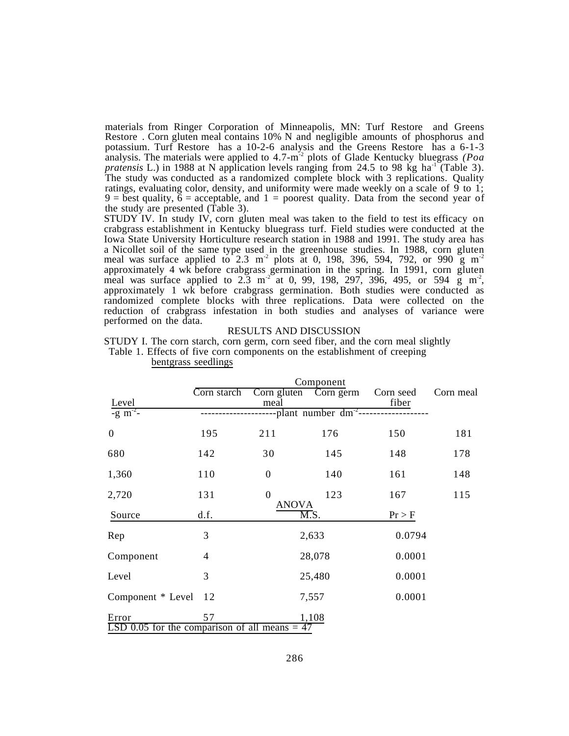materials from Ringer Corporation of Minneapolis, MN: Turf Restore and Greens Restore . Corn gluten meal contains 10% N and negligible amounts of phosphorus and potassium. Turf Restore has a 10-2-6 analysis and the Greens Restore has a 6-1-3 analysis. The materials were applied to 4.7-$m^{-2}$ plots of Glade Kentucky bluegrass *(Poa pratensis* L.) in 1988 at N application levels ranging from 24.5 to 98 kg $ha^{-1}$ (Table 3). The study was conducted as a randomized complete block with 3 replications. Quality ratings, evaluating color, density, and uniformity were made weekly on a scale of 9 to 1; 9 = best quality, 6 = acceptable, and 1 = poorest quality. Data from the second year of the study are presented (Table 3).

STUDY IV. In study IV, corn gluten meal was taken to the field to test its efficacy on crabgrass establishment in Kentucky bluegrass turf. Field studies were conducted at the Iowa State University Horticulture research station in 1988 and 1991. The study area has a Nicollet soil of the same type used in the greenhouse studies. In 1988, corn gluten meal was surface applied to 2.3 $m^{-2}$ plots at 0, 198, 396, 594, 792, or 990 g $m^{-2}$ approximately 4 wk before crabgrass germination in the spring. In 1991, corn gluten meal was surface applied to 2.3 $m^{-2}$ at 0, 99, 198, 297, 396, 495, or 594 g $m^{-2}$, approximately 1 wk before crabgrass germination. Both studies were conducted as randomized complete blocks with three replications. Data were collected on the reduction of crabgrass infestation in both studies and analyses of variance were performed on the data.

## RESULTS AND DISCUSSION

STUDY I. The corn starch, corn germ, corn seed fiber, and the corn meal slightly

Table 1. Effects of five corn components on the establishment of creeping bentgrass seedlings

| | Component | | | | |
|---|---|---|---|---|---|
| Level | Corn starch | Corn gluten meal | Corn germ | Corn seed fiber | Corn meal |
| -g $m^{-2}$- | ---------------------plant number $dm^{-2}$------------------- | | | | |
| 0 | 195 | 211 | 176 | 150 | 181 |
| 680 | 142 | 30 | 145 | 148 | 178 |
| 1,360 | 110 | 0 | 140 | 161 | 148 |
| 2,720 | 131 | 0 | 123 | 167 | 115 |

ANOVA

| Source | d.f. | M.S. | Pr > F |
|---|---|---|---|
| Rep | 3 | 2,633 | 0.0794 |
| Component | 4 | 28,078 | 0.0001 |
| Level | 3 | 25,480 | 0.0001 |
| Component * Level | 12 | 7,557 | 0.0001 |
| Error | 57 | 1,108 | |

LSD 0.05 for the comparison of all means = 47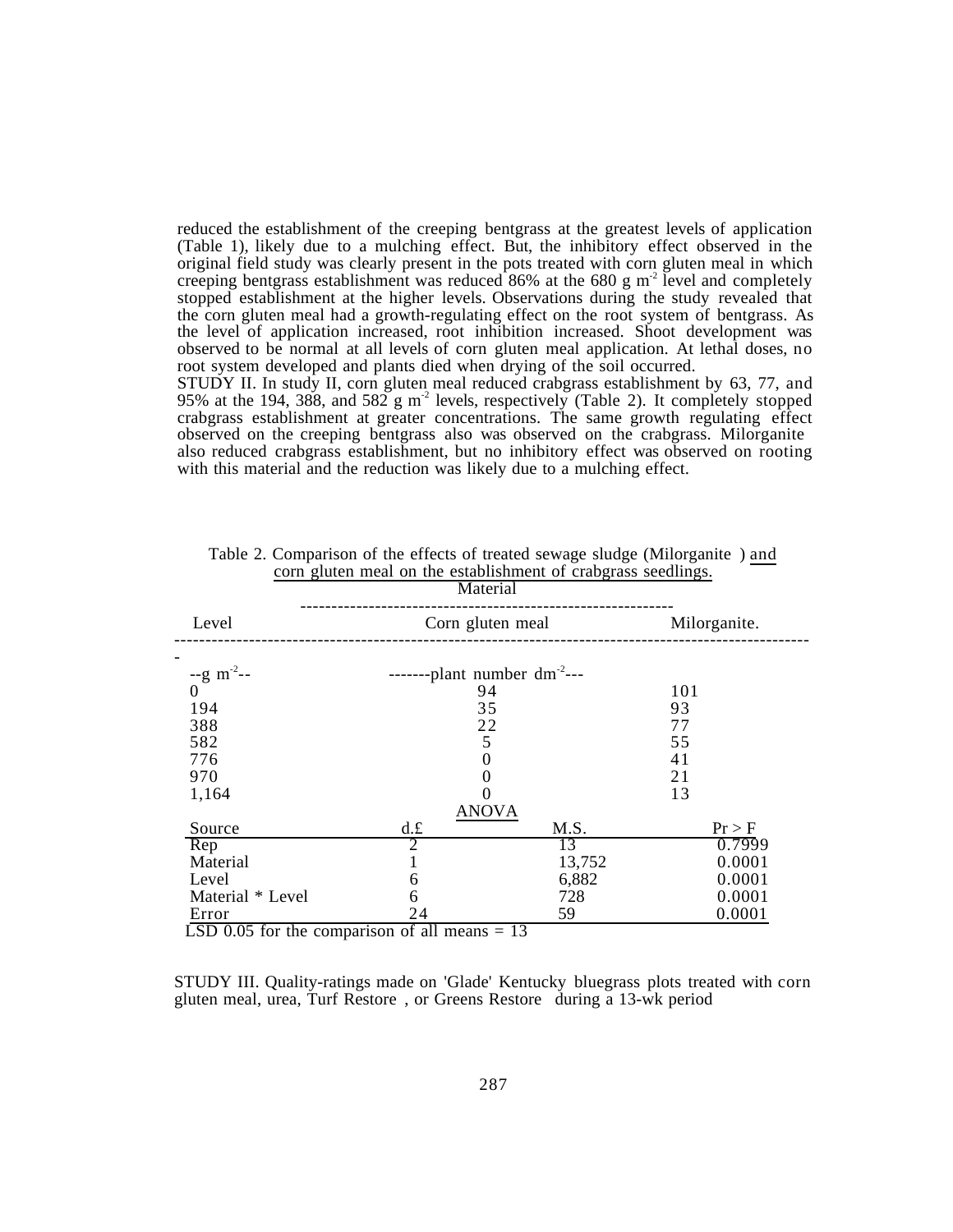reduced the establishment of the creeping bentgrass at the greatest levels of application (Table 1), likely due to a mulching effect. But, the inhibitory effect observed in the original field study was clearly present in the pots treated with corn gluten meal in which creeping bentgrass establishment was reduced 86% at the 680 g $m^{-2}$ level and completely stopped establishment at the higher levels. Observations during the study revealed that the corn gluten meal had a growth-regulating effect on the root system of bentgrass. As the level of application increased, root inhibition increased. Shoot development was observed to be normal at all levels of corn gluten meal application. At lethal doses, no root system developed and plants died when drying of the soil occurred.

STUDY II. In study II, corn gluten meal reduced crabgrass establishment by 63, 77, and 95% at the 194, 388, and 582 g $m^{-2}$ levels, respectively (Table 2). It completely stopped crabgrass establishment at greater concentrations. The same growth regulating effect observed on the creeping bentgrass also was observed on the crabgrass. Milorganite also reduced crabgrass establishment, but no inhibitory effect was observed on rooting with this material and the reduction was likely due to a mulching effect.

Table 2. Comparison of the effects of treated sewage sludge (Milorganite ) and corn gluten meal on the establishment of crabgrass seedlings.

| | Material | |
|---|---|---|
| Level | Corn gluten meal | Milorganite. |
| --g $m^{-2}$-- | -------plant number $dm^{-2}$--- | |
| 0 | 94 | 101 |
| 194 | 35 | 93 |
| 388 | 22 | 77 |
| 582 | 5 | 55 |
| 776 | 0 | 41 |
| 970 | 0 | 21 |
| 1,164 | 0 | 13 |

ANOVA

| Source | d.f | M.S. | Pr > F |
|---|---|---|---|
| Rep | 2 | 13 | 0.7999 |
| Material | 1 | 13,752 | 0.0001 |
| Level | 6 | 6,882 | 0.0001 |
| Material * Level | 6 | 728 | 0.0001 |
| Error | 24 | 59 | 0.0001 |

LSD 0.05 for the comparison of all means = 13

STUDY III. Quality-ratings made on 'Glade' Kentucky bluegrass plots treated with corn gluten meal, urea, Turf Restore , or Greens Restore during a 13-wk period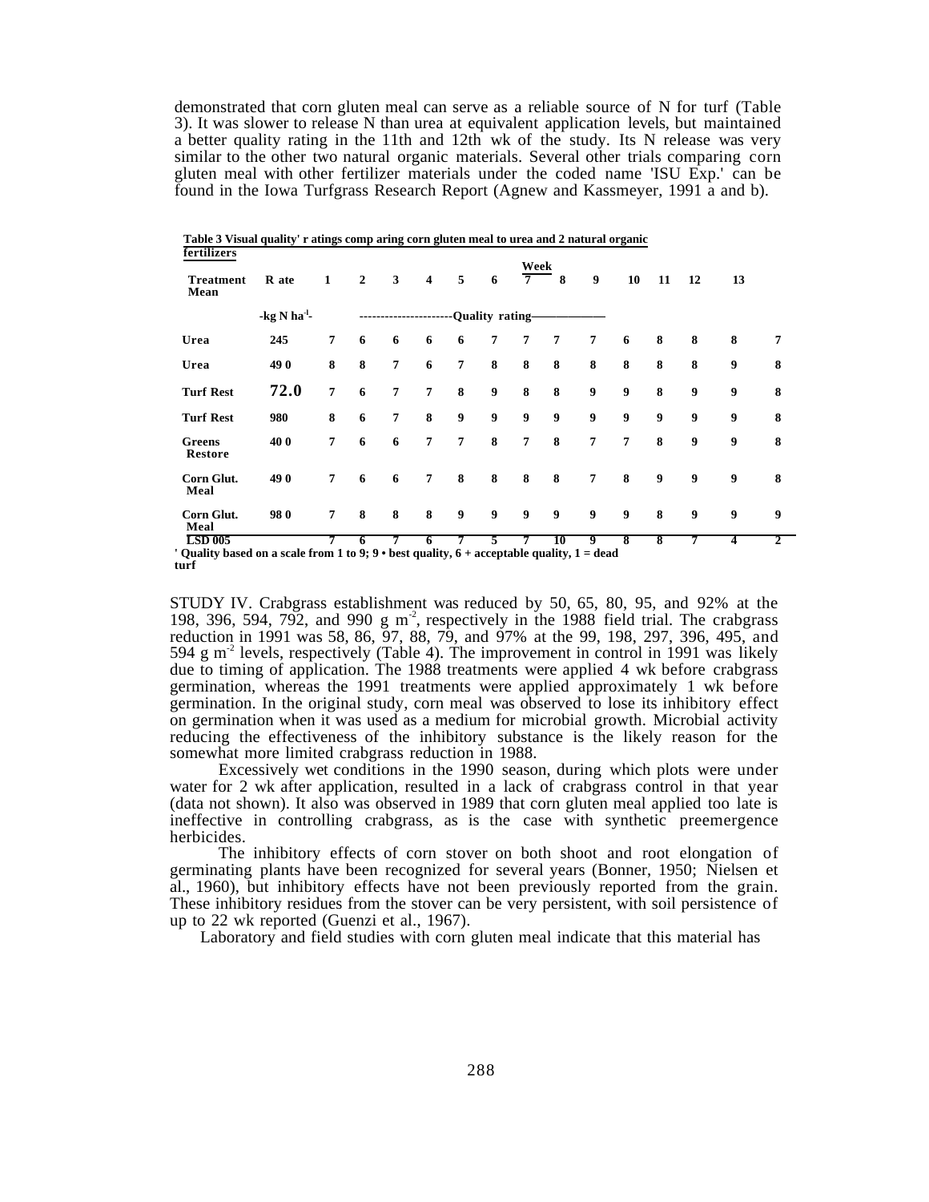demonstrated that corn gluten meal can serve as a reliable source of N for turf (Table 3). It was slower to release N than urea at equivalent application levels, but maintained a better quality rating in the 11th and 12th wk of the study. Its N release was very similar to the other two natural organic materials. Several other trials comparing corn gluten meal with other fertilizer materials under the coded name 'ISU Exp.' can be found in the Iowa Turfgrass Research Report (Agnew and Kassmeyer, 1991 a and b).

**Table 3 Visual quality' r atings comp aring corn gluten meal to urea and 2 natural organic fertilizers**

| Treatment | R ate | Week 1 | 2 | 3 | 4 | 5 | 6 | 7 | 8 | 9 | 10 | 11 | 12 | 13 | Mean |
|---|---|---|---|---|---|---|---|---|---|---|---|---|---|---|---|
| | -kg N ha$^{-1}$- | ----Quality rating---- | | | | | | | | | | | | | |
| Urea | 245 | 7 | 6 | 6 | 6 | 6 | 7 | 7 | 7 | 7 | 6 | 8 | 8 | 8 | 7 |
| Urea | 49 0 | 8 | 8 | 7 | 6 | 7 | 8 | 8 | 8 | 8 | 8 | 8 | 8 | 9 | 8 |
| Turf Rest | 72.0 | 7 | 6 | 7 | 7 | 8 | 9 | 8 | 8 | 9 | 9 | 8 | 9 | 9 | 8 |
| Turf Rest | 980 | 8 | 6 | 7 | 8 | 9 | 9 | 9 | 9 | 9 | 9 | 9 | 9 | 9 | 8 |
| Greens Restore | 40 0 | 7 | 6 | 6 | 7 | 7 | 8 | 7 | 8 | 7 | 7 | 8 | 9 | 9 | 8 |
| Corn Glut. Meal | 49 0 | 7 | 6 | 6 | 7 | 8 | 8 | 8 | 8 | 7 | 8 | 9 | 9 | 9 | 8 |
| Corn Glut. Meal | 98 0 | 7 | 8 | 8 | 8 | 9 | 9 | 9 | 9 | 9 | 9 | 8 | 9 | 9 | 9 |
| LSD 005 | | 7 | 6 | 7 | 6 | 7 | 5 | 7 | 10 | 9 | 8 | 8 | 7 | 4 | 2 |

' Quality based on a scale from 1 to 9; 9 • best quality, 6 + acceptable quality, 1 = dead turf

STUDY IV. Crabgrass establishment was reduced by 50, 65, 80, 95, and 92% at the 198, 396, 594, 792, and 990 g m$^{-2}$, respectively in the 1988 field trial. The crabgrass reduction in 1991 was 58, 86, 97, 88, 79, and 97% at the 99, 198, 297, 396, 495, and 594 g m$^{-2}$ levels, respectively (Table 4). The improvement in control in 1991 was likely due to timing of application. The 1988 treatments were applied 4 wk before crabgrass germination, whereas the 1991 treatments were applied approximately 1 wk before germination. In the original study, corn meal was observed to lose its inhibitory effect on germination when it was used as a medium for microbial growth. Microbial activity reducing the effectiveness of the inhibitory substance is the likely reason for the somewhat more limited crabgrass reduction in 1988.

Excessively wet conditions in the 1990 season, during which plots were under water for 2 wk after application, resulted in a lack of crabgrass control in that year (data not shown). It also was observed in 1989 that corn gluten meal applied too late is ineffective in controlling crabgrass, as is the case with synthetic preemergence herbicides.

The inhibitory effects of corn stover on both shoot and root elongation of germinating plants have been recognized for several years (Bonner, 1950; Nielsen et al., 1960), but inhibitory effects have not been previously reported from the grain. These inhibitory residues from the stover can be very persistent, with soil persistence of up to 22 wk reported (Guenzi et al., 1967).

Laboratory and field studies with corn gluten meal indicate that this material has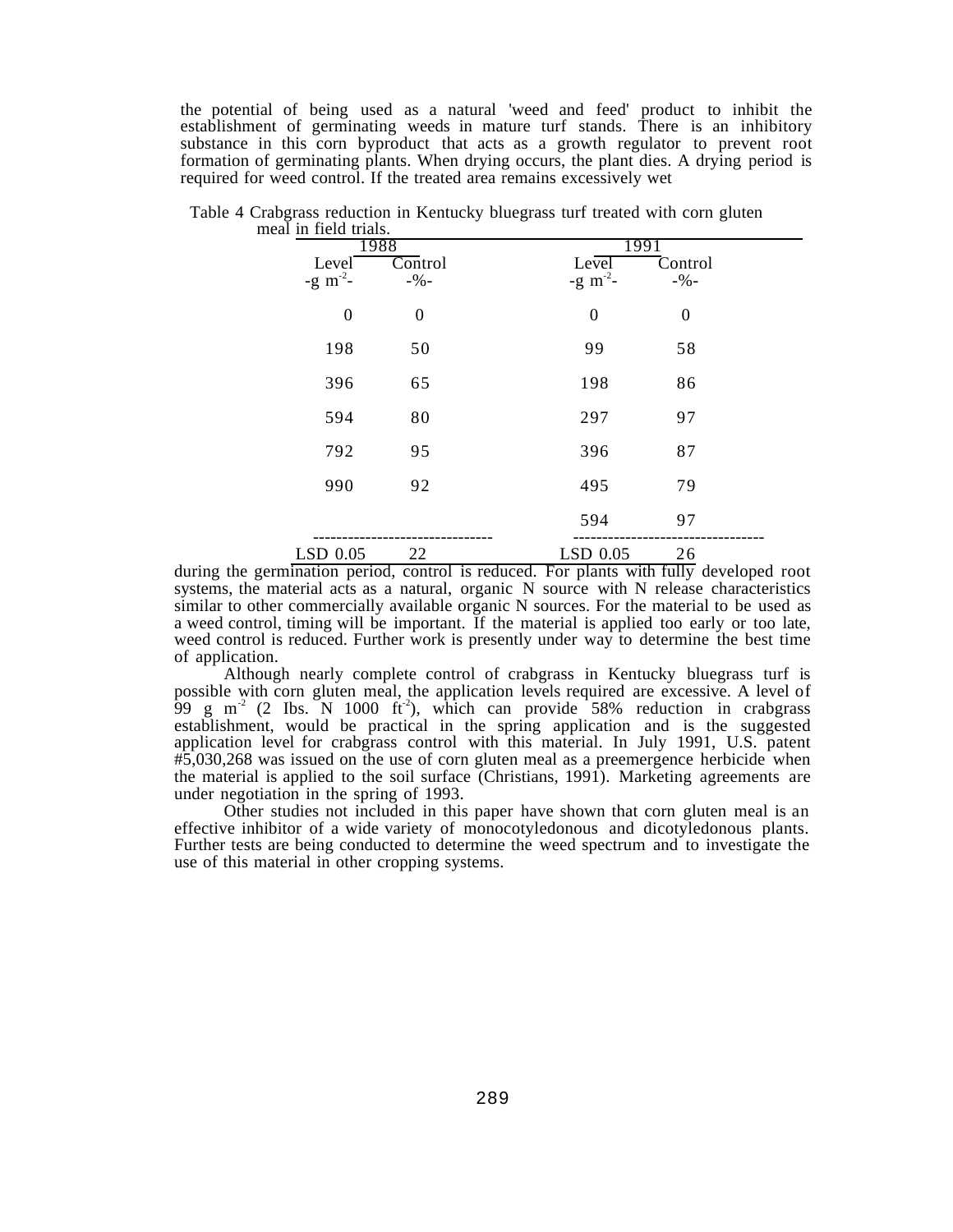the potential of being used as a natural 'weed and feed' product to inhibit the establishment of germinating weeds in mature turf stands. There is an inhibitory substance in this corn byproduct that acts as a growth regulator to prevent root formation of germinating plants. When drying occurs, the plant dies. A drying period is required for weed control. If the treated area remains excessively wet

Table 4 Crabgrass reduction in Kentucky bluegrass turf treated with corn gluten meal in field trials.

| 1988 | | 1991 | |
|---|---|---|---|
| Level -g $m^{-2}$- | Control -%- | Level -g $m^{-2}$- | Control -%- |
| 0 | 0 | 0 | 0 |
| 198 | 50 | 99 | 58 |
| 396 | 65 | 198 | 86 |
| 594 | 80 | 297 | 97 |
| 792 | 95 | 396 | 87 |
| 990 | 92 | 495 | 79 |
| | | 594 | 97 |
| LSD 0.05 | 22 | LSD 0.05 | 26 |

during the germination period, control is reduced. For plants with fully developed root systems, the material acts as a natural, organic N source with N release characteristics similar to other commercially available organic N sources. For the material to be used as a weed control, timing will be important. If the material is applied too early or too late, weed control is reduced. Further work is presently under way to determine the best time of application.

Although nearly complete control of crabgrass in Kentucky bluegrass turf is possible with corn gluten meal, the application levels required are excessive. A level of 99 g $m^{-2}$ (2 Ibs. N 1000 $ft^{-2}$), which can provide 58% reduction in crabgrass establishment, would be practical in the spring application and is the suggested application level for crabgrass control with this material. In July 1991, U.S. patent #5,030,268 was issued on the use of corn gluten meal as a preemergence herbicide when the material is applied to the soil surface (Christians, 1991). Marketing agreements are under negotiation in the spring of 1993.

Other studies not included in this paper have shown that corn gluten meal is an effective inhibitor of a wide variety of monocotyledonous and dicotyledonous plants. Further tests are being conducted to determine the weed spectrum and to investigate the use of this material in other cropping systems.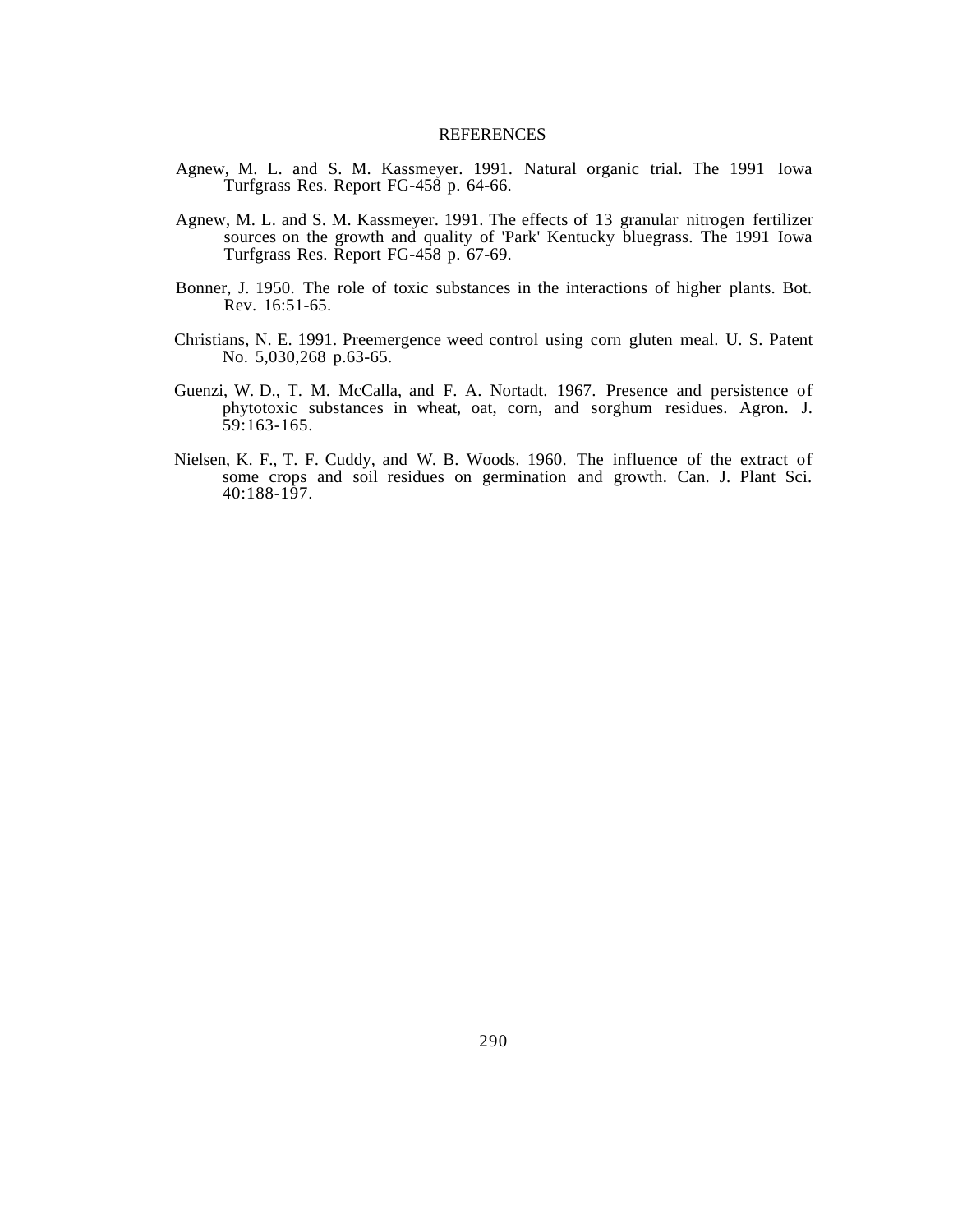## REFERENCES

Agnew, M. L. and S. M. Kassmeyer. 1991. Natural organic trial. The 1991 Iowa Turfgrass Res. Report FG-458 p. 64-66.

Agnew, M. L. and S. M. Kassmeyer. 1991. The effects of 13 granular nitrogen fertilizer sources on the growth and quality of 'Park' Kentucky bluegrass. The 1991 Iowa Turfgrass Res. Report FG-458 p. 67-69.

Bonner, J. 1950. The role of toxic substances in the interactions of higher plants. Bot. Rev. 16:51-65.

Christians, N. E. 1991. Preemergence weed control using corn gluten meal. U. S. Patent No. 5,030,268 p.63-65.

Guenzi, W. D., T. M. McCalla, and F. A. Nortadt. 1967. Presence and persistence of phytotoxic substances in wheat, oat, corn, and sorghum residues. Agron. J. 59:163-165.

Nielsen, K. F., T. F. Cuddy, and W. B. Woods. 1960. The influence of the extract of some crops and soil residues on germination and growth. Can. J. Plant Sci. 40:188-197.